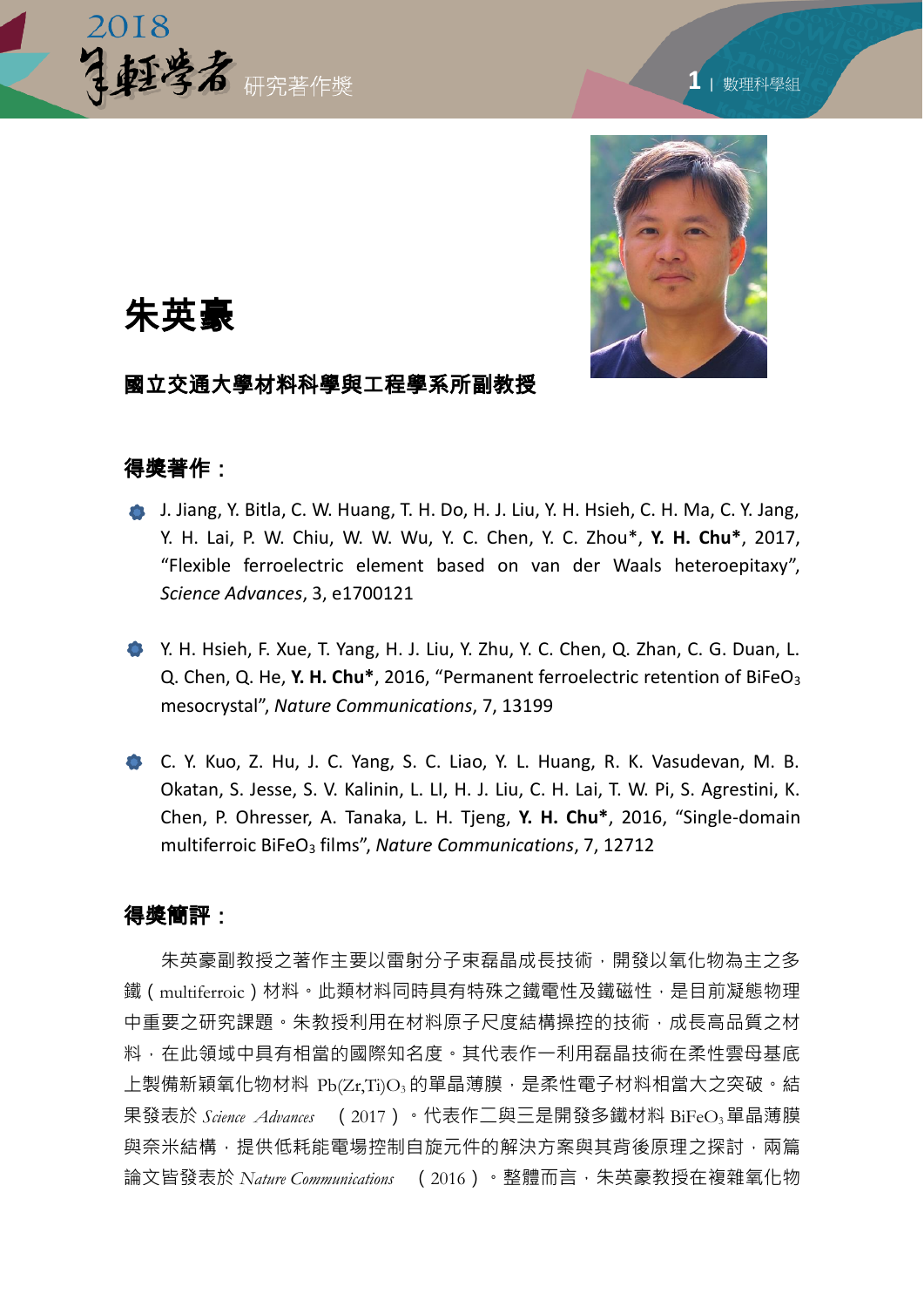# 朱英豪

**國立交通大學材料科學與工程學系所副教授**

## 得獎著作：

- J. Jiang, Y. Bitla, C. W. Huang, T. H. Do, H. J. Liu, Y. H. Hsieh, C. H. Ma, C. Y. Jang, Y. H. Lai, P. W. Chiu, W. W. Wu, Y. C. Chen, Y. C. Zhou*, **Y. H. Chu***, 2017, "Flexible ferroelectric element based on van der Waals heteroepitaxy", *Science Advances*, 3, e1700121

- Y. H. Hsieh, F. Xue, T. Yang, H. J. Liu, Y. Zhu, Y. C. Chen, Q. Zhan, C. G. Duan, L. Q. Chen, Q. He, **Y. H. Chu***, 2016, "Permanent ferroelectric retention of $BiFeO_3$ mesocrystal", *Nature Communications*, 7, 13199

- C. Y. Kuo, Z. Hu, J. C. Yang, S. C. Liao, Y. L. Huang, R. K. Vasudevan, M. B. Okatan, S. Jesse, S. V. Kalinin, L. LI, H. J. Liu, C. H. Lai, T. W. Pi, S. Agrestini, K. Chen, P. Ohresser, A. Tanaka, L. H. Tjeng, **Y. H. Chu***, 2016, "Single-domain multiferroic $BiFeO_3$ films", *Nature Communications*, 7, 12712

## 得獎簡評：

朱英豪副教授之著作主要以雷射分子束磊晶成長技術，開發以氧化物為主之多鐵（multiferroic）材料。此類材料同時具有特殊之鐵電性及鐵磁性，是目前凝態物理中重要之研究課題。朱教授利用在材料原子尺度結構操控的技術，成長高品質之材料，在此領域中具有相當的國際知名度。其代表作一利用磊晶技術在柔性雲母基底上製備新穎氧化物材料 $Pb(Zr,Ti)O_3$ 的單晶薄膜，是柔性電子材料相當大之突破。結果發表於 *Science Advances*（2017）。代表作二與三是開發多鐵材料 $BiFeO_3$ 單晶薄膜與奈米結構，提供低耗能電場控制自旋元件的解決方案與其背後原理之探討，兩篇論文皆發表於 *Nature Communications*（2016）。整體而言，朱英豪教授在複雜氧化物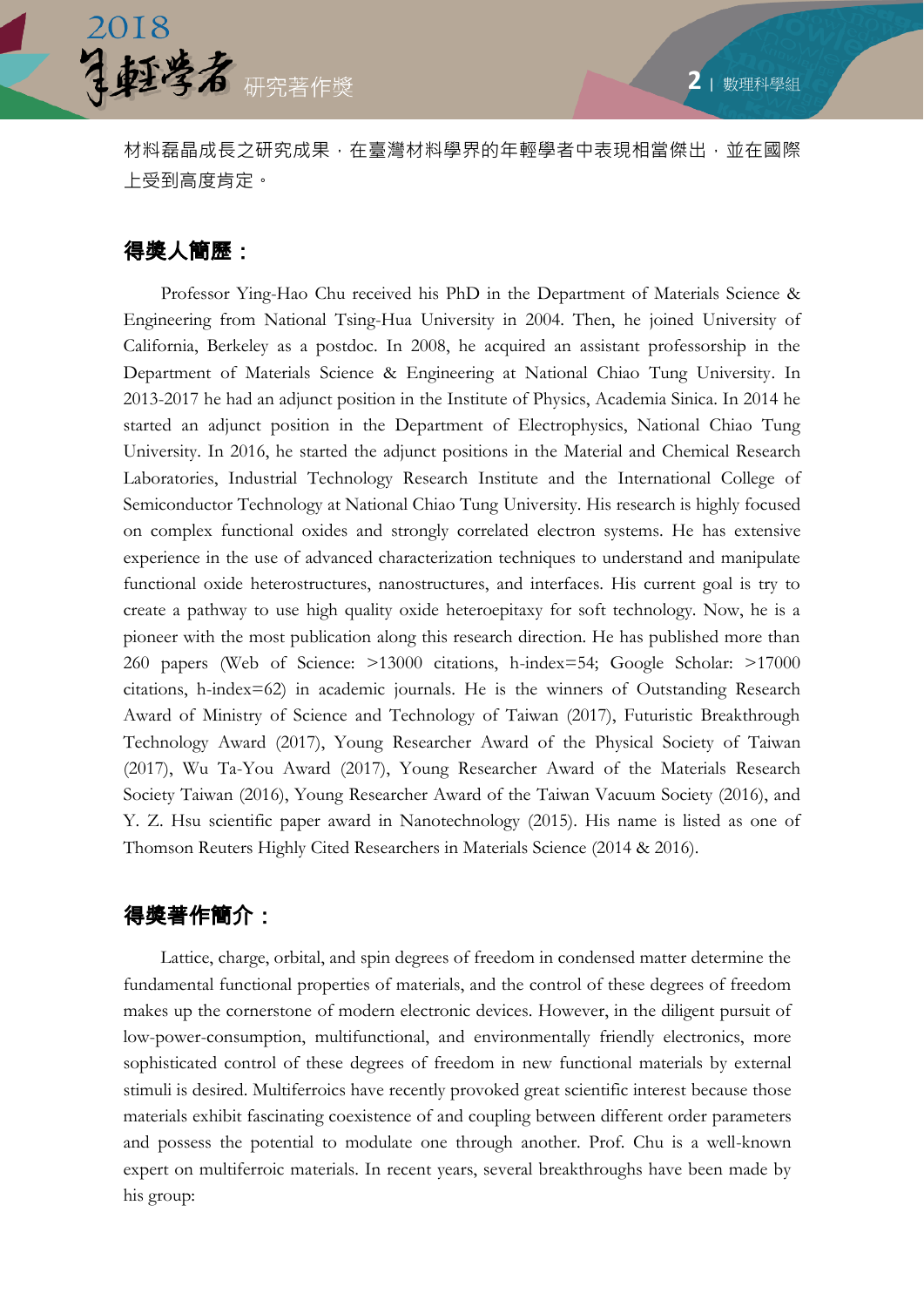材料磊晶成長之研究成果，在臺灣材料學界的年輕學者中表現相當傑出，並在國際上受到高度肯定。

## 得獎人簡歷：

Professor Ying-Hao Chu received his PhD in the Department of Materials Science & Engineering from National Tsing-Hua University in 2004. Then, he joined University of California, Berkeley as a postdoc. In 2008, he acquired an assistant professorship in the Department of Materials Science & Engineering at National Chiao Tung University. In 2013-2017 he had an adjunct position in the Institute of Physics, Academia Sinica. In 2014 he started an adjunct position in the Department of Electrophysics, National Chiao Tung University. In 2016, he started the adjunct positions in the Material and Chemical Research Laboratories, Industrial Technology Research Institute and the International College of Semiconductor Technology at National Chiao Tung University. His research is highly focused on complex functional oxides and strongly correlated electron systems. He has extensive experience in the use of advanced characterization techniques to understand and manipulate functional oxide heterostructures, nanostructures, and interfaces. His current goal is try to create a pathway to use high quality oxide heteroepitaxy for soft technology. Now, he is a pioneer with the most publication along this research direction. He has published more than 260 papers (Web of Science: >13000 citations, h-index=54; Google Scholar: >17000 citations, h-index=62) in academic journals. He is the winners of Outstanding Research Award of Ministry of Science and Technology of Taiwan (2017), Futuristic Breakthrough Technology Award (2017), Young Researcher Award of the Physical Society of Taiwan (2017), Wu Ta-You Award (2017), Young Researcher Award of the Materials Research Society Taiwan (2016), Young Researcher Award of the Taiwan Vacuum Society (2016), and Y. Z. Hsu scientific paper award in Nanotechnology (2015). His name is listed as one of Thomson Reuters Highly Cited Researchers in Materials Science (2014 & 2016).

## 得獎著作簡介：

Lattice, charge, orbital, and spin degrees of freedom in condensed matter determine the fundamental functional properties of materials, and the control of these degrees of freedom makes up the cornerstone of modern electronic devices. However, in the diligent pursuit of low-power-consumption, multifunctional, and environmentally friendly electronics, more sophisticated control of these degrees of freedom in new functional materials by external stimuli is desired. Multiferroics have recently provoked great scientific interest because those materials exhibit fascinating coexistence of and coupling between different order parameters and possess the potential to modulate one through another. Prof. Chu is a well-known expert on multiferroic materials. In recent years, several breakthroughs have been made by his group: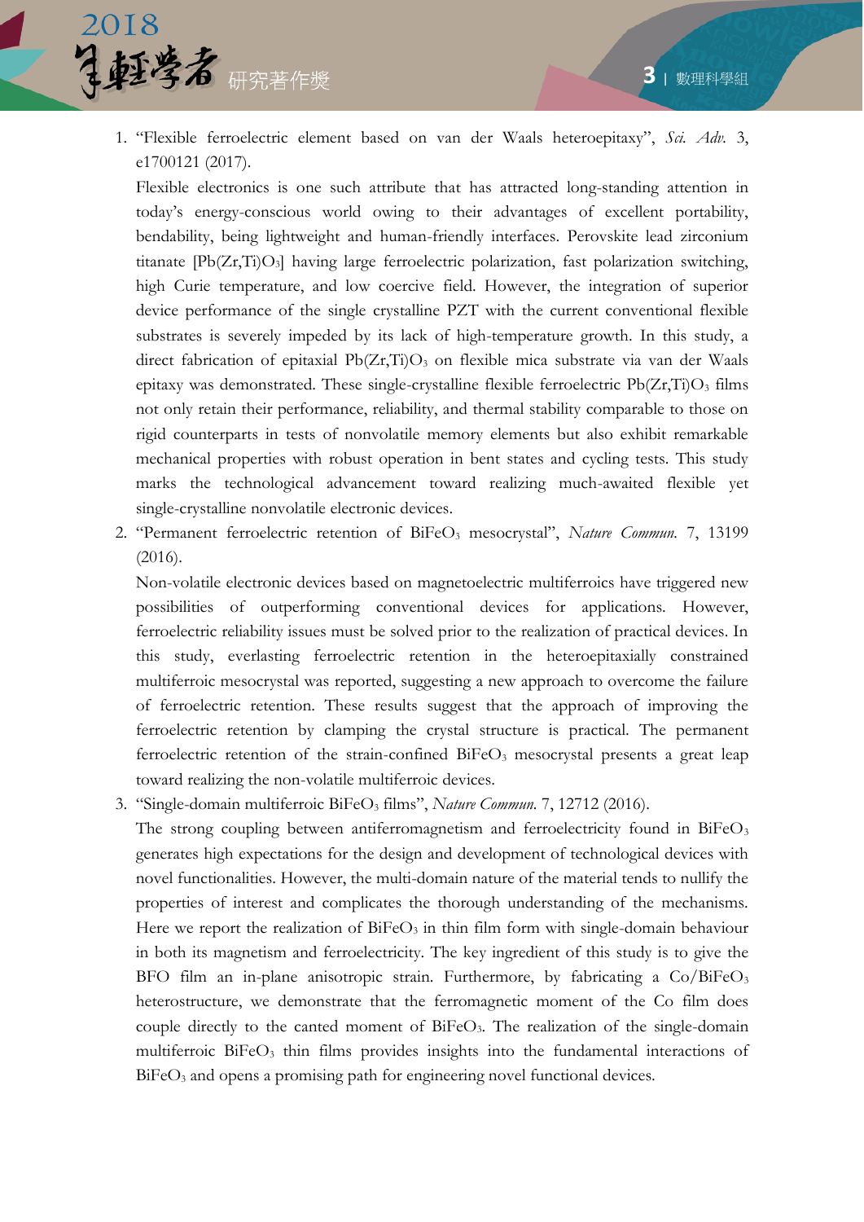1. "Flexible ferroelectric element based on van der Waals heteroepitaxy", *Sci. Adv.* 3, e1700121 (2017).

   Flexible electronics is one such attribute that has attracted long-standing attention in today's energy-conscious world owing to their advantages of excellent portability, bendability, being lightweight and human-friendly interfaces. Perovskite lead zirconium titanate [$Pb(Zr,Ti)O_3$] having large ferroelectric polarization, fast polarization switching, high Curie temperature, and low coercive field. However, the integration of superior device performance of the single crystalline PZT with the current conventional flexible substrates is severely impeded by its lack of high-temperature growth. In this study, a direct fabrication of epitaxial $Pb(Zr,Ti)O_3$ on flexible mica substrate via van der Waals epitaxy was demonstrated. These single-crystalline flexible ferroelectric $Pb(Zr,Ti)O_3$ films not only retain their performance, reliability, and thermal stability comparable to those on rigid counterparts in tests of nonvolatile memory elements but also exhibit remarkable mechanical properties with robust operation in bent states and cycling tests. This study marks the technological advancement toward realizing much-awaited flexible yet single-crystalline nonvolatile electronic devices.

2. "Permanent ferroelectric retention of $BiFeO_3$ mesocrystal", *Nature Commun.* 7, 13199 (2016).

   Non-volatile electronic devices based on magnetoelectric multiferroics have triggered new possibilities of outperforming conventional devices for applications. However, ferroelectric reliability issues must be solved prior to the realization of practical devices. In this study, everlasting ferroelectric retention in the heteroepitaxially constrained multiferroic mesocrystal was reported, suggesting a new approach to overcome the failure of ferroelectric retention. These results suggest that the approach of improving the ferroelectric retention by clamping the crystal structure is practical. The permanent ferroelectric retention of the strain-confined $BiFeO_3$ mesocrystal presents a great leap toward realizing the non-volatile multiferroic devices.

3. "Single-domain multiferroic $BiFeO_3$ films", *Nature Commun.* 7, 12712 (2016).

   The strong coupling between antiferromagnetism and ferroelectricity found in $BiFeO_3$ generates high expectations for the design and development of technological devices with novel functionalities. However, the multi-domain nature of the material tends to nullify the properties of interest and complicates the thorough understanding of the mechanisms. Here we report the realization of $BiFeO_3$ in thin film form with single-domain behaviour in both its magnetism and ferroelectricity. The key ingredient of this study is to give the BFO film an in-plane anisotropic strain. Furthermore, by fabricating a Co/$BiFeO_3$ heterostructure, we demonstrate that the ferromagnetic moment of the Co film does couple directly to the canted moment of $BiFeO_3$. The realization of the single-domain multiferroic $BiFeO_3$ thin films provides insights into the fundamental interactions of $BiFeO_3$ and opens a promising path for engineering novel functional devices.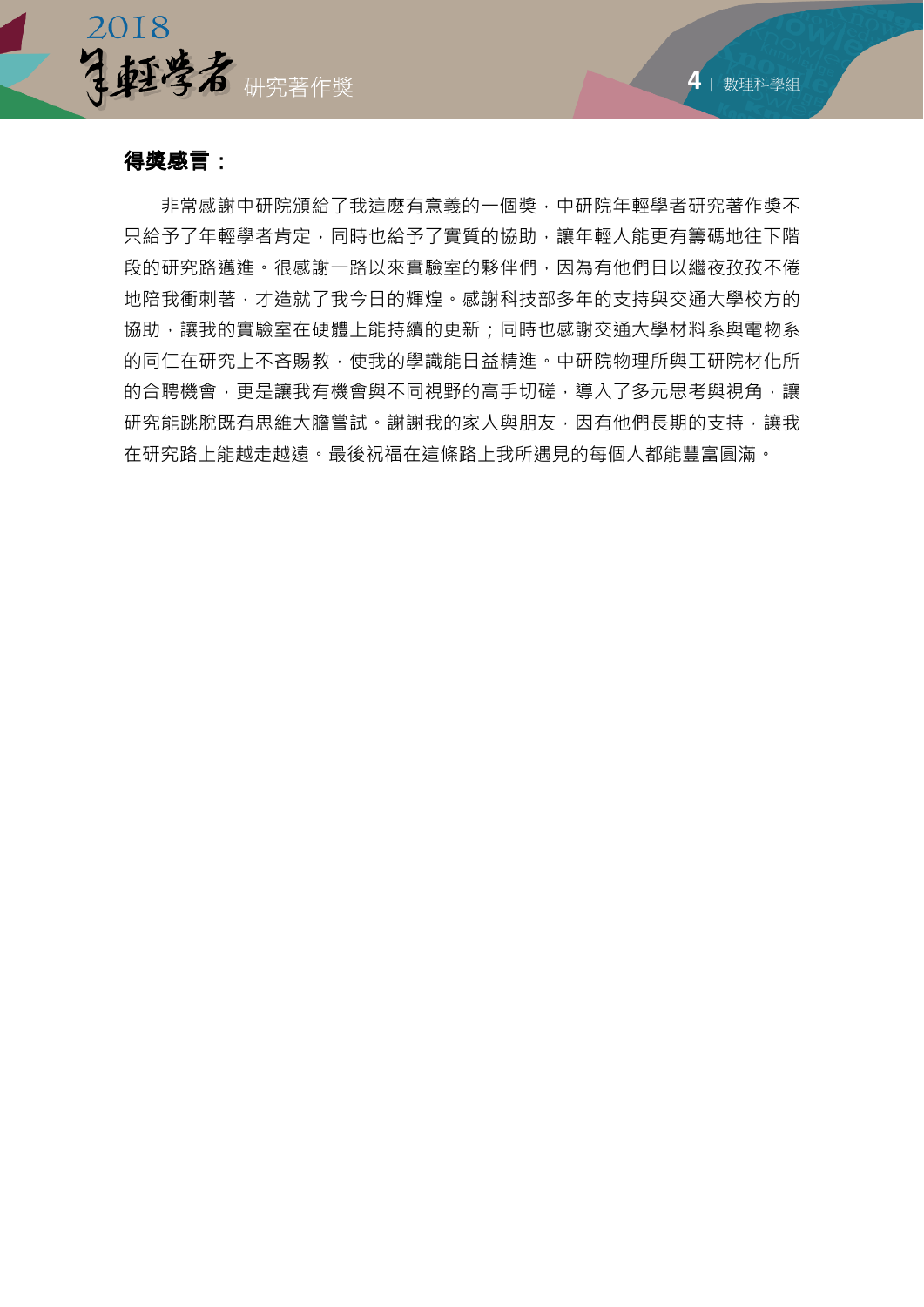**得獎感言：**

非常感謝中研院頒給了我這麼有意義的一個獎，中研院年輕學者研究著作獎不只給予了年輕學者肯定，同時也給予了實質的協助，讓年輕人能更有籌碼地往下階段的研究路邁進。很感謝一路以來實驗室的夥伴們，因為有他們日以繼夜孜孜不倦地陪我衝刺著，才造就了我今日的輝煌。感謝科技部多年的支持與交通大學校方的協助，讓我的實驗室在硬體上能持續的更新；同時也感謝交通大學材料系與電物系的同仁在研究上不吝賜教，使我的學識能日益精進。中研院物理所與工研院材化所的合聘機會，更是讓我有機會與不同視野的高手切磋，導入了多元思考與視角，讓研究能跳脫既有思維大膽嘗試。謝謝我的家人與朋友，因有他們長期的支持，讓我在研究路上能越走越遠。最後祝福在這條路上我所遇見的每個人都能豐富圓滿。